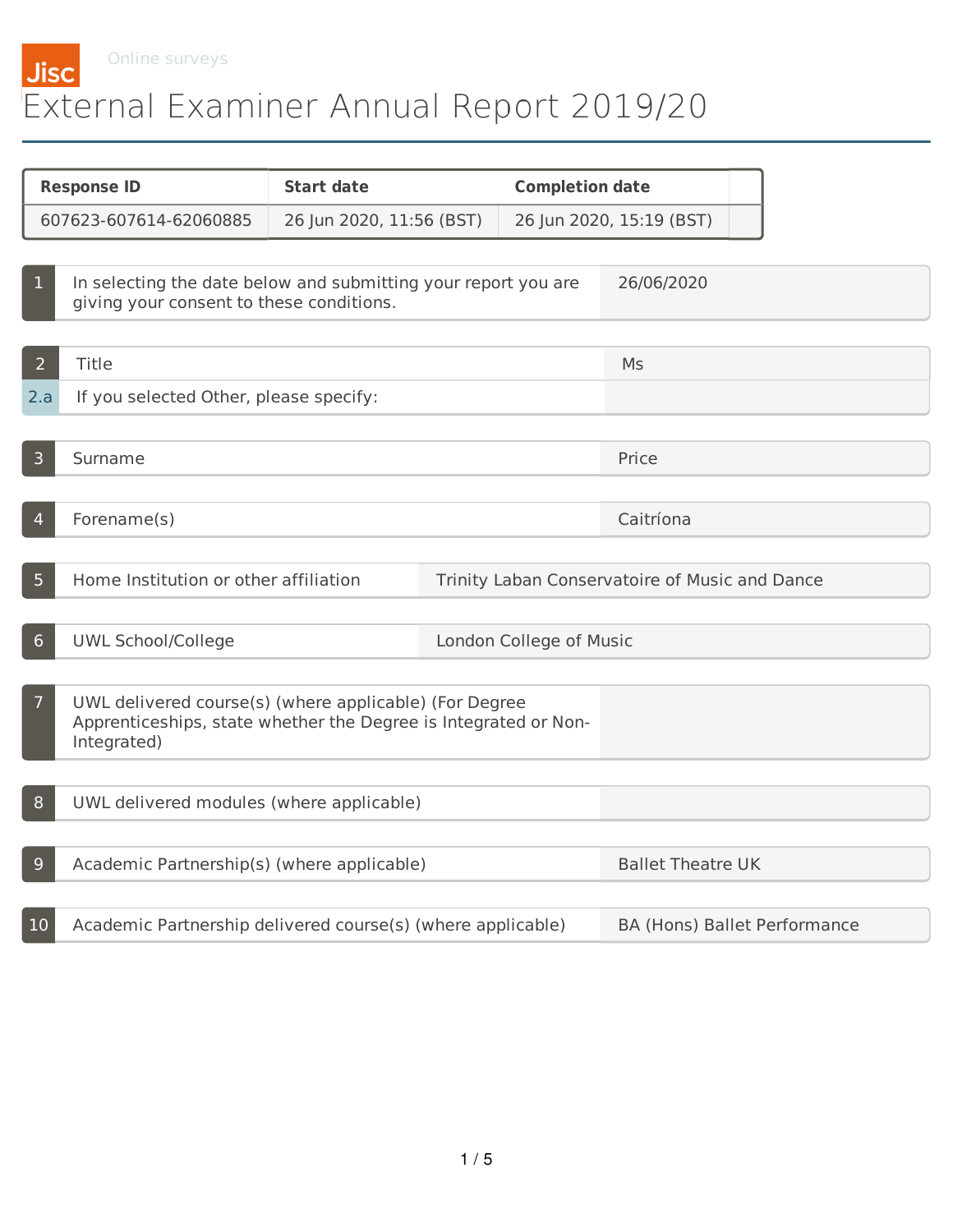Jisc Online surveys

# External Examiner Annual Report 2019/20

| Response ID | Start date | Completion date |
| --- | --- | --- |
| 607623-607614-62060885 | 26 Jun 2020, 11:56 (BST) | 26 Jun 2020, 15:19 (BST) |

| # | Question | Response |
| --- | --- | --- |
| 1 | In selecting the date below and submitting your report you are giving your consent to these conditions. | 26/06/2020 |
| 2 | Title | Ms |
| 2.a | If you selected Other, please specify: | |
| 3 | Surname | Price |
| 4 | Forename(s) | Caitríona |
| 5 | Home Institution or other affiliation | Trinity Laban Conservatoire of Music and Dance |
| 6 | UWL School/College | London College of Music |
| 7 | UWL delivered course(s) (where applicable) (For Degree Apprenticeships, state whether the Degree is Integrated or Non-Integrated) | |
| 8 | UWL delivered modules (where applicable) | |
| 9 | Academic Partnership(s) (where applicable) | Ballet Theatre UK |
| 10 | Academic Partnership delivered course(s) (where applicable) | BA (Hons) Ballet Performance |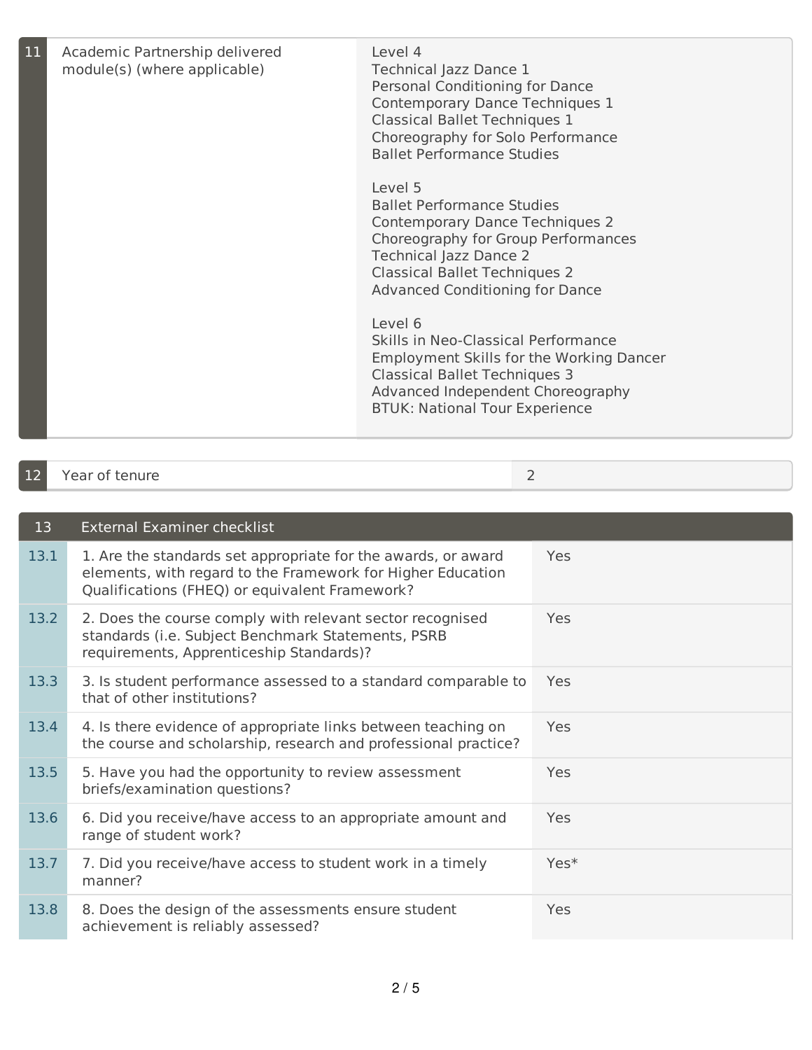| 11 | Academic Partnership delivered module(s) (where applicable) | Level 4<br>Technical Jazz Dance 1<br>Personal Conditioning for Dance<br>Contemporary Dance Techniques 1<br>Classical Ballet Techniques 1<br>Choreography for Solo Performance<br>Ballet Performance Studies<br><br>Level 5<br>Ballet Performance Studies<br>Contemporary Dance Techniques 2<br>Choreography for Group Performances<br>Technical Jazz Dance 2<br>Classical Ballet Techniques 2<br>Advanced Conditioning for Dance<br><br>Level 6<br>Skills in Neo-Classical Performance<br>Employment Skills for the Working Dancer<br>Classical Ballet Techniques 3<br>Advanced Independent Choreography<br>BTUK: National Tour Experience |
|---|---|---|

| 12 | Year of tenure | 2 |
|---|---|---|

| 13 | External Examiner checklist | |
|---|---|---|
| 13.1 | 1. Are the standards set appropriate for the awards, or award elements, with regard to the Framework for Higher Education Qualifications (FHEQ) or equivalent Framework? | Yes |
| 13.2 | 2. Does the course comply with relevant sector recognised standards (i.e. Subject Benchmark Statements, PSRB requirements, Apprenticeship Standards)? | Yes |
| 13.3 | 3. Is student performance assessed to a standard comparable to that of other institutions? | Yes |
| 13.4 | 4. Is there evidence of appropriate links between teaching on the course and scholarship, research and professional practice? | Yes |
| 13.5 | 5. Have you had the opportunity to review assessment briefs/examination questions? | Yes |
| 13.6 | 6. Did you receive/have access to an appropriate amount and range of student work? | Yes |
| 13.7 | 7. Did you receive/have access to student work in a timely manner? | Yes* |
| 13.8 | 8. Does the design of the assessments ensure student achievement is reliably assessed? | Yes |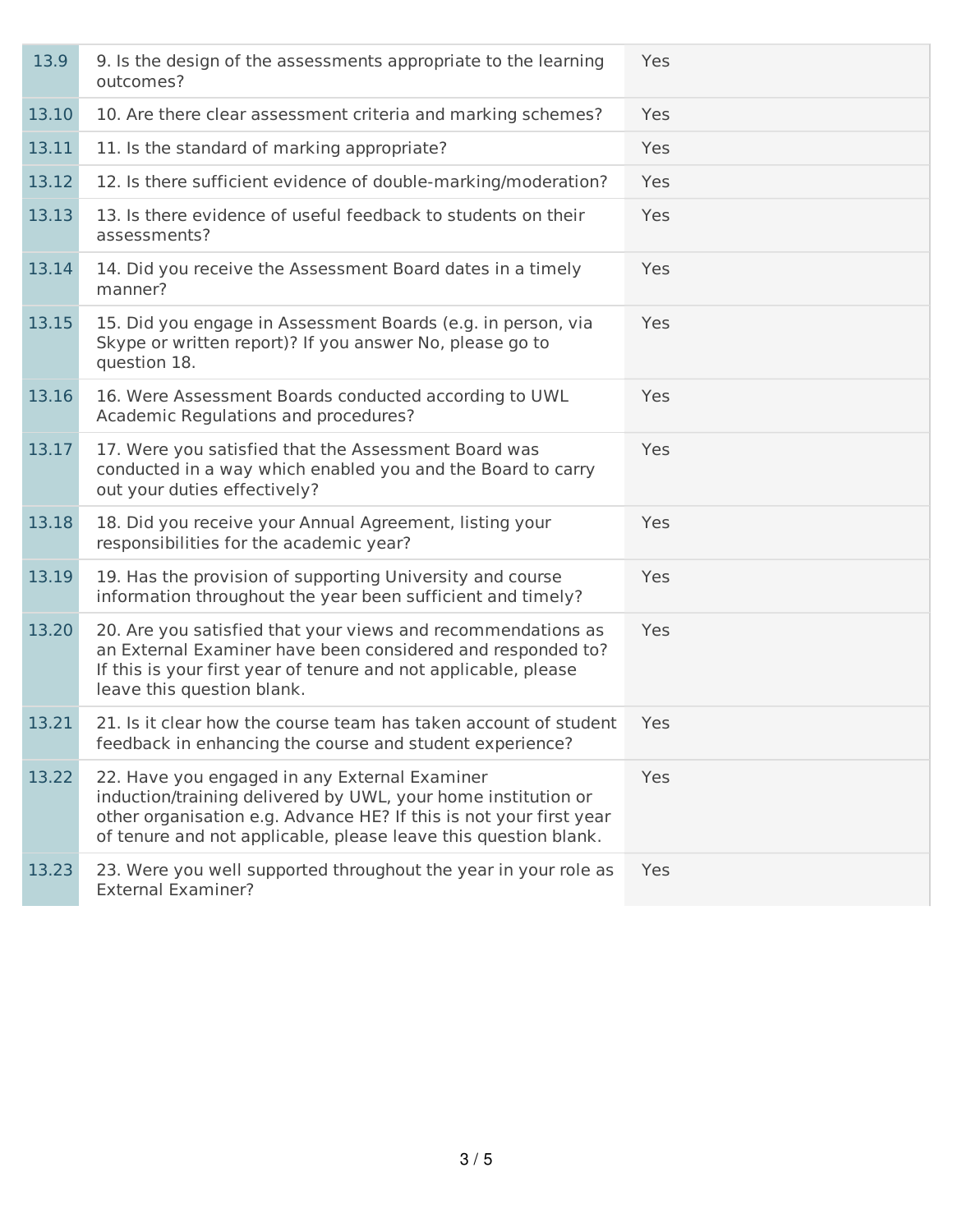| | | |
|---|---|---|
| 13.9 | 9. Is the design of the assessments appropriate to the learning outcomes? | Yes |
| 13.10 | 10. Are there clear assessment criteria and marking schemes? | Yes |
| 13.11 | 11. Is the standard of marking appropriate? | Yes |
| 13.12 | 12. Is there sufficient evidence of double-marking/moderation? | Yes |
| 13.13 | 13. Is there evidence of useful feedback to students on their assessments? | Yes |
| 13.14 | 14. Did you receive the Assessment Board dates in a timely manner? | Yes |
| 13.15 | 15. Did you engage in Assessment Boards (e.g. in person, via Skype or written report)? If you answer No, please go to question 18. | Yes |
| 13.16 | 16. Were Assessment Boards conducted according to UWL Academic Regulations and procedures? | Yes |
| 13.17 | 17. Were you satisfied that the Assessment Board was conducted in a way which enabled you and the Board to carry out your duties effectively? | Yes |
| 13.18 | 18. Did you receive your Annual Agreement, listing your responsibilities for the academic year? | Yes |
| 13.19 | 19. Has the provision of supporting University and course information throughout the year been sufficient and timely? | Yes |
| 13.20 | 20. Are you satisfied that your views and recommendations as an External Examiner have been considered and responded to? If this is your first year of tenure and not applicable, please leave this question blank. | Yes |
| 13.21 | 21. Is it clear how the course team has taken account of student feedback in enhancing the course and student experience? | Yes |
| 13.22 | 22. Have you engaged in any External Examiner induction/training delivered by UWL, your home institution or other organisation e.g. Advance HE? If this is not your first year of tenure and not applicable, please leave this question blank. | Yes |
| 13.23 | 23. Were you well supported throughout the year in your role as External Examiner? | Yes |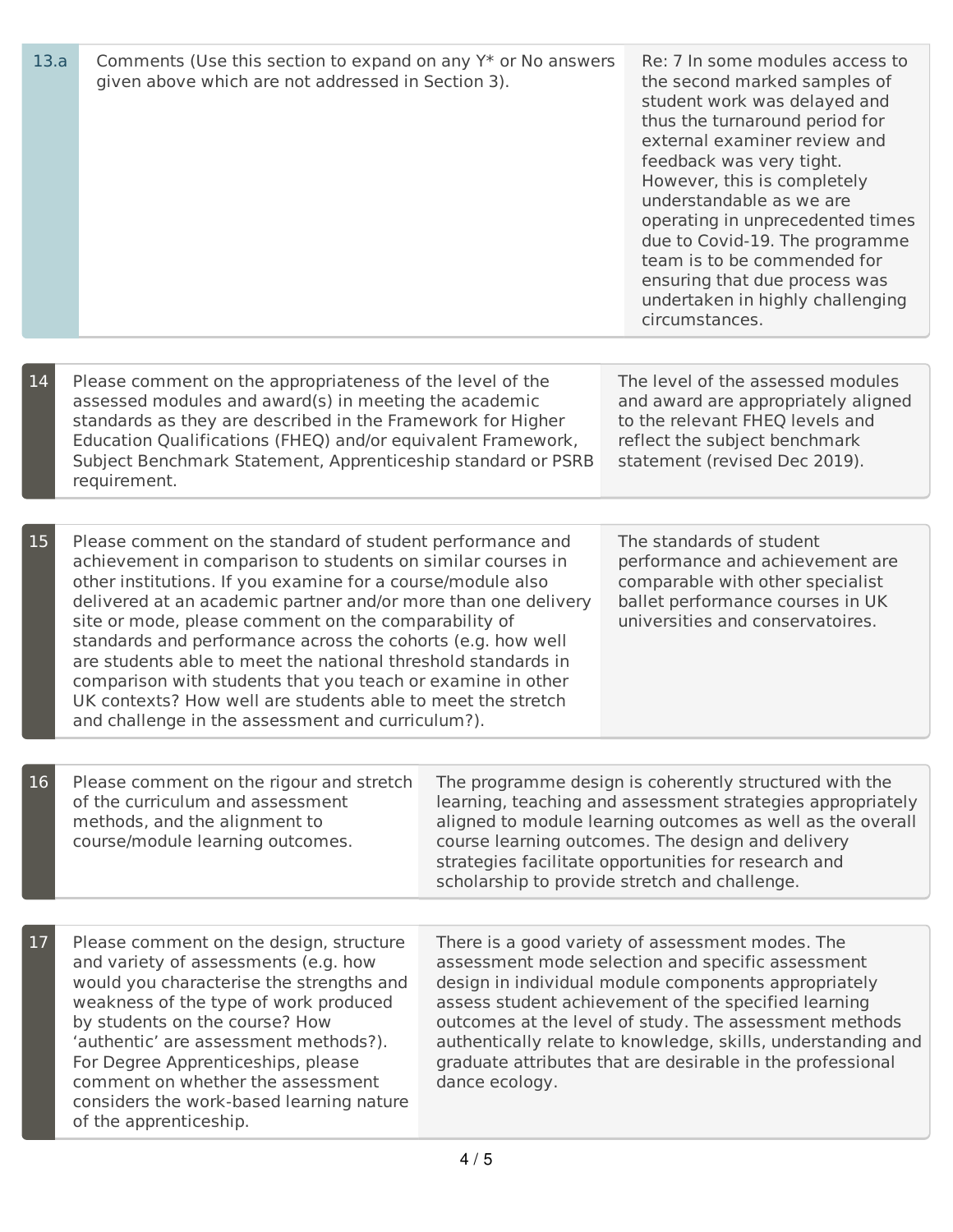| | | |
|---|---|---|
| 13.a | Comments (Use this section to expand on any Y* or No answers given above which are not addressed in Section 3). | Re: 7 In some modules access to the second marked samples of student work was delayed and thus the turnaround period for external examiner review and feedback was very tight. However, this is completely understandable as we are operating in unprecedented times due to Covid-19. The programme team is to be commended for ensuring that due process was undertaken in highly challenging circumstances. |

| | | |
|---|---|---|
| 14 | Please comment on the appropriateness of the level of the assessed modules and award(s) in meeting the academic standards as they are described in the Framework for Higher Education Qualifications (FHEQ) and/or equivalent Framework, Subject Benchmark Statement, Apprenticeship standard or PSRB requirement. | The level of the assessed modules and award are appropriately aligned to the relevant FHEQ levels and reflect the subject benchmark statement (revised Dec 2019). |

| | | |
|---|---|---|
| 15 | Please comment on the standard of student performance and achievement in comparison to students on similar courses in other institutions. If you examine for a course/module also delivered at an academic partner and/or more than one delivery site or mode, please comment on the comparability of standards and performance across the cohorts (e.g. how well are students able to meet the national threshold standards in comparison with students that you teach or examine in other UK contexts? How well are students able to meet the stretch and challenge in the assessment and curriculum?). | The standards of student performance and achievement are comparable with other specialist ballet performance courses in UK universities and conservatoires. |

| | | |
|---|---|---|
| 16 | Please comment on the rigour and stretch of the curriculum and assessment methods, and the alignment to course/module learning outcomes. | The programme design is coherently structured with the learning, teaching and assessment strategies appropriately aligned to module learning outcomes as well as the overall course learning outcomes. The design and delivery strategies facilitate opportunities for research and scholarship to provide stretch and challenge. |

| | | |
|---|---|---|
| 17 | Please comment on the design, structure and variety of assessments (e.g. how would you characterise the strengths and weakness of the type of work produced by students on the course? How 'authentic' are assessment methods?). For Degree Apprenticeships, please comment on whether the assessment considers the work-based learning nature of the apprenticeship. | There is a good variety of assessment modes. The assessment mode selection and specific assessment design in individual module components appropriately assess student achievement of the specified learning outcomes at the level of study. The assessment methods authentically relate to knowledge, skills, understanding and graduate attributes that are desirable in the professional dance ecology. |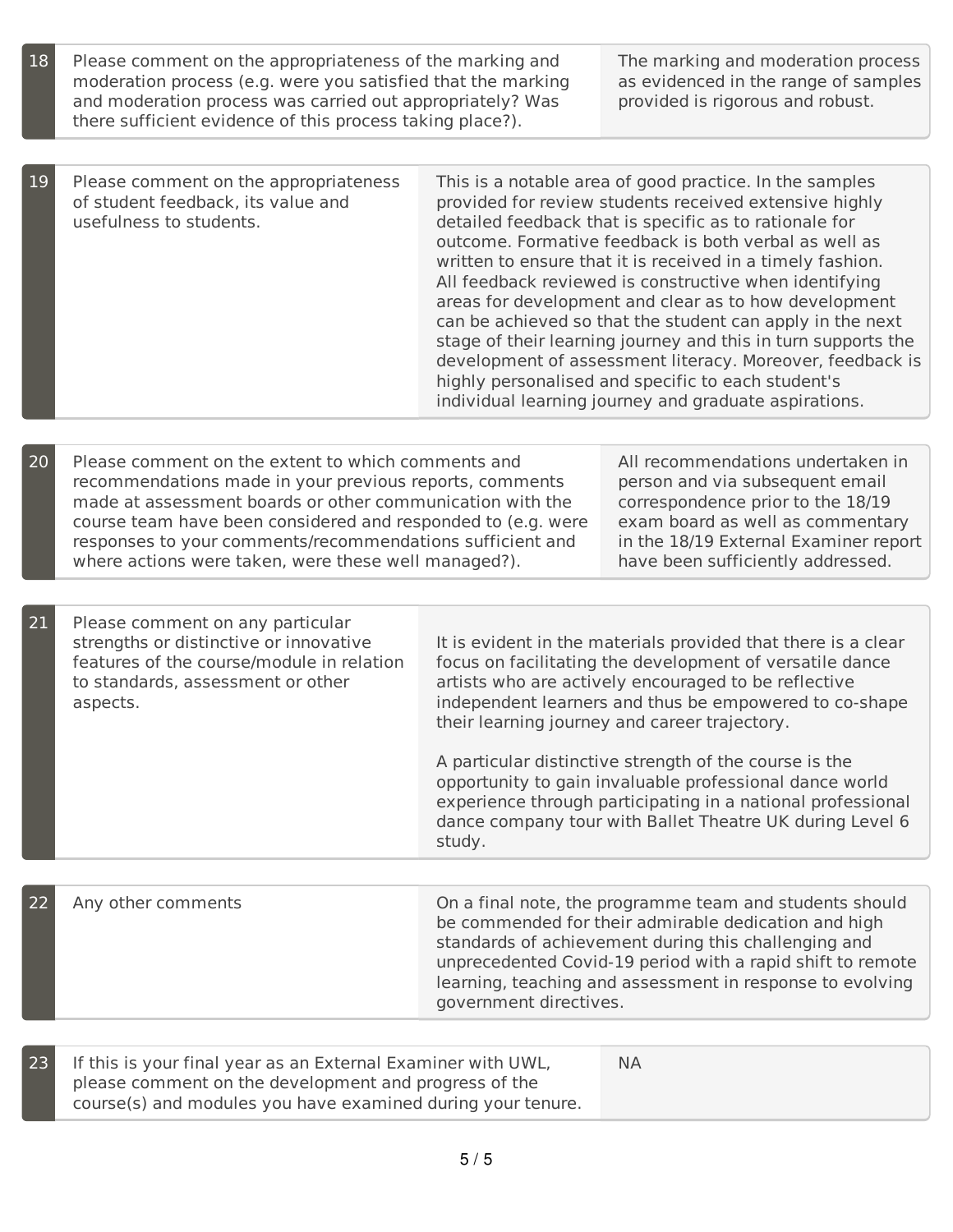| | | |
|---|---|---|
| 18 | Please comment on the appropriateness of the marking and moderation process (e.g. were you satisfied that the marking and moderation process was carried out appropriately? Was there sufficient evidence of this process taking place?). | The marking and moderation process as evidenced in the range of samples provided is rigorous and robust. |
| 19 | Please comment on the appropriateness of student feedback, its value and usefulness to students. | This is a notable area of good practice. In the samples provided for review students received extensive highly detailed feedback that is specific as to rationale for outcome. Formative feedback is both verbal as well as written to ensure that it is received in a timely fashion. All feedback reviewed is constructive when identifying areas for development and clear as to how development can be achieved so that the student can apply in the next stage of their learning journey and this in turn supports the development of assessment literacy. Moreover, feedback is highly personalised and specific to each student's individual learning journey and graduate aspirations. |
| 20 | Please comment on the extent to which comments and recommendations made in your previous reports, comments made at assessment boards or other communication with the course team have been considered and responded to (e.g. were responses to your comments/recommendations sufficient and where actions were taken, were these well managed?). | All recommendations undertaken in person and via subsequent email correspondence prior to the 18/19 exam board as well as commentary in the 18/19 External Examiner report have been sufficiently addressed. |
| 21 | Please comment on any particular strengths or distinctive or innovative features of the course/module in relation to standards, assessment or other aspects. | It is evident in the materials provided that there is a clear focus on facilitating the development of versatile dance artists who are actively encouraged to be reflective independent learners and thus be empowered to co-shape their learning journey and career trajectory.<br><br>A particular distinctive strength of the course is the opportunity to gain invaluable professional dance world experience through participating in a national professional dance company tour with Ballet Theatre UK during Level 6 study. |
| 22 | Any other comments | On a final note, the programme team and students should be commended for their admirable dedication and high standards of achievement during this challenging and unprecedented Covid-19 period with a rapid shift to remote learning, teaching and assessment in response to evolving government directives. |
| 23 | If this is your final year as an External Examiner with UWL, please comment on the development and progress of the course(s) and modules you have examined during your tenure. | NA |